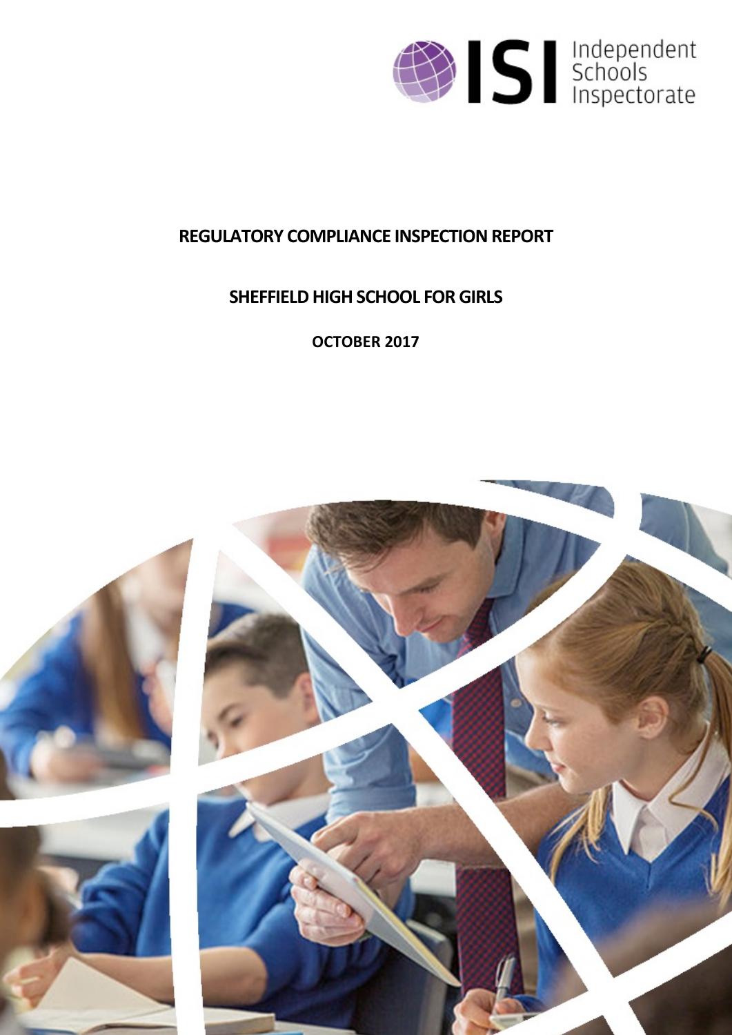ISI Independent Schools Inspectorate

# REGULATORY COMPLIANCE INSPECTION REPORT

## SHEFFIELD HIGH SCHOOL FOR GIRLS

**OCTOBER 2017**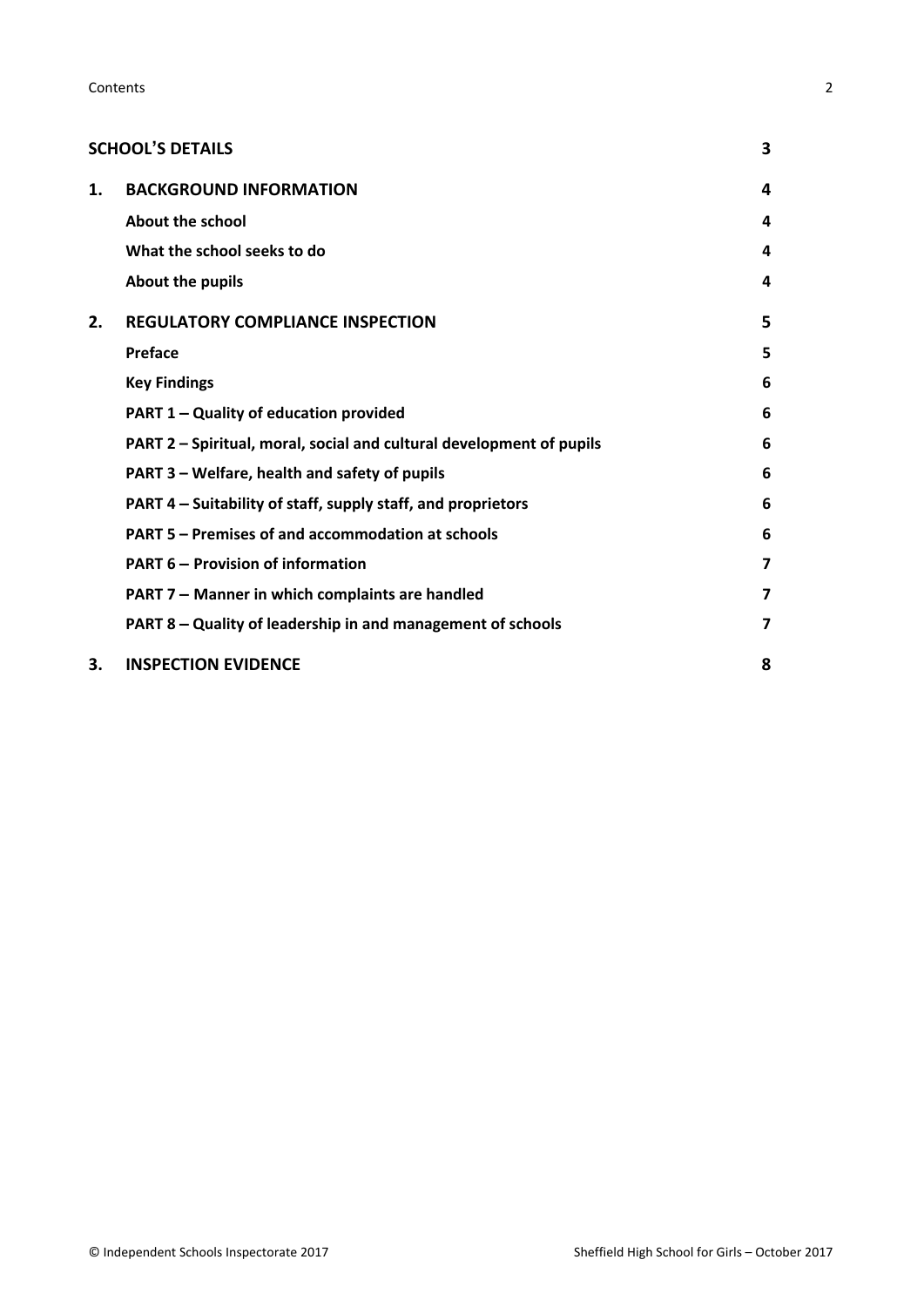# Contents

| | | |
|---|---|---|
| **SCHOOL'S DETAILS** | | **3** |
| **1.** | **BACKGROUND INFORMATION** | **4** |
| | **About the school** | **4** |
| | **What the school seeks to do** | **4** |
| | **About the pupils** | **4** |
| **2.** | **REGULATORY COMPLIANCE INSPECTION** | **5** |
| | **Preface** | **5** |
| | **Key Findings** | **6** |
| | **PART 1 – Quality of education provided** | **6** |
| | **PART 2 – Spiritual, moral, social and cultural development of pupils** | **6** |
| | **PART 3 – Welfare, health and safety of pupils** | **6** |
| | **PART 4 – Suitability of staff, supply staff, and proprietors** | **6** |
| | **PART 5 – Premises of and accommodation at schools** | **6** |
| | **PART 6 – Provision of information** | **7** |
| | **PART 7 – Manner in which complaints are handled** | **7** |
| | **PART 8 – Quality of leadership in and management of schools** | **7** |
| **3.** | **INSPECTION EVIDENCE** | **8** |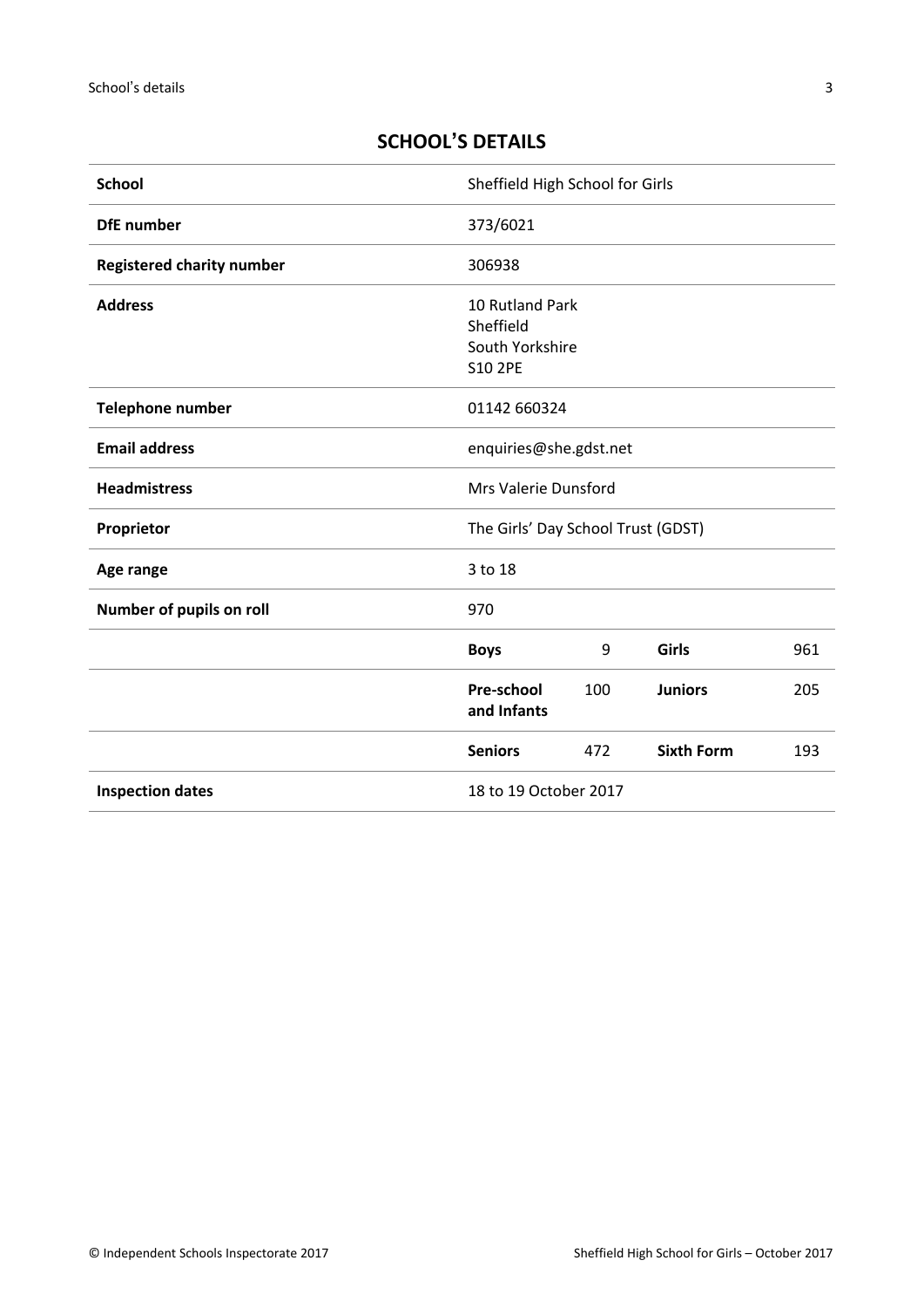## SCHOOL'S DETAILS

| | | | | |
|---|---|---|---|---|
| **School** | Sheffield High School for Girls | | | |
| **DfE number** | 373/6021 | | | |
| **Registered charity number** | 306938 | | | |
| **Address** | 10 Rutland Park<br>Sheffield<br>South Yorkshire<br>S10 2PE | | | |
| **Telephone number** | 01142 660324 | | | |
| **Email address** | enquiries@she.gdst.net | | | |
| **Headmistress** | Mrs Valerie Dunsford | | | |
| **Proprietor** | The Girls' Day School Trust (GDST) | | | |
| **Age range** | 3 to 18 | | | |
| **Number of pupils on roll** | 970 | | | |
| | **Boys** | 9 | **Girls** | 961 |
| | **Pre-school and Infants** | 100 | **Juniors** | 205 |
| | **Seniors** | 472 | **Sixth Form** | 193 |
| **Inspection dates** | 18 to 19 October 2017 | | | |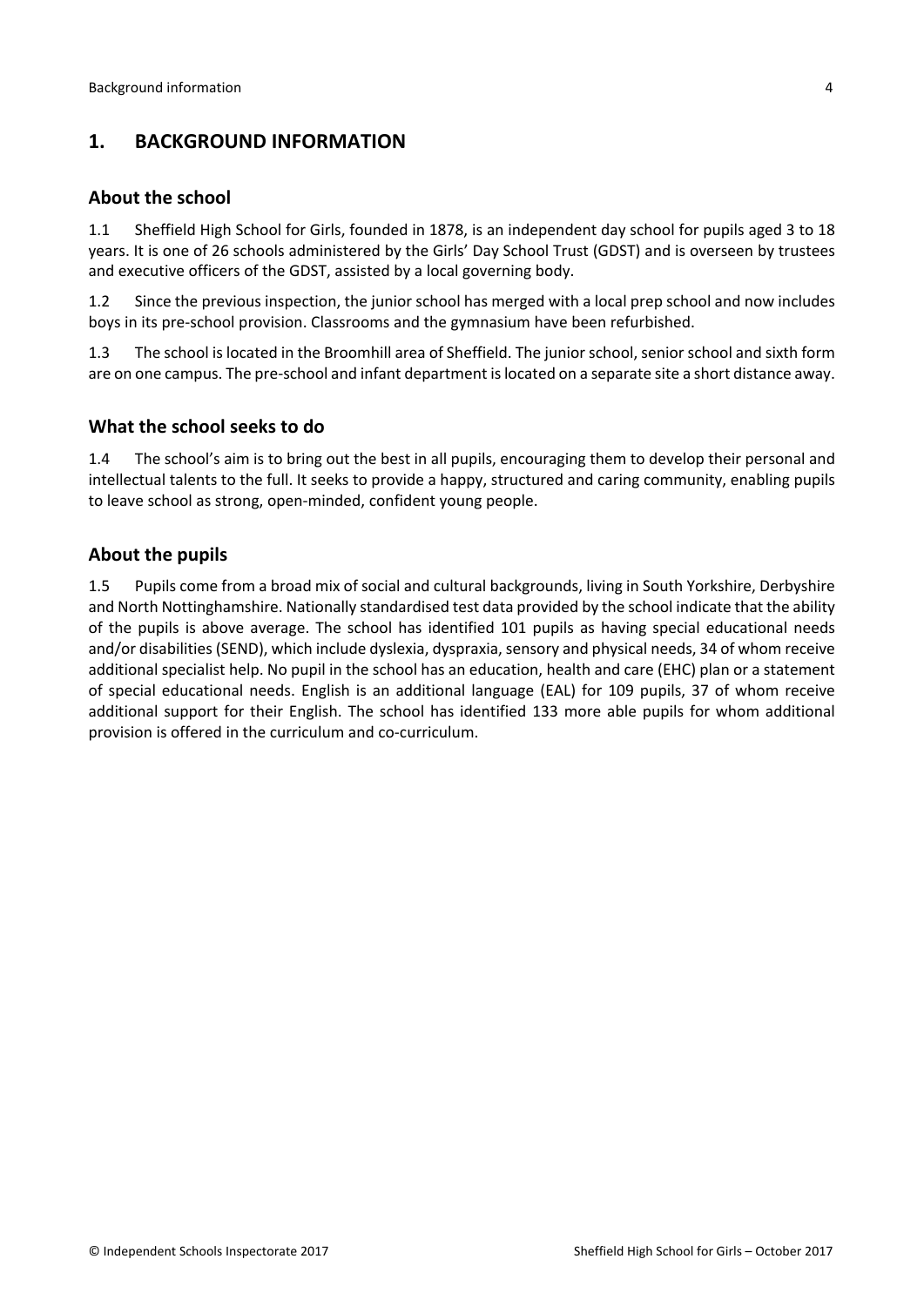## 1. BACKGROUND INFORMATION

### About the school

1.1 Sheffield High School for Girls, founded in 1878, is an independent day school for pupils aged 3 to 18 years. It is one of 26 schools administered by the Girls' Day School Trust (GDST) and is overseen by trustees and executive officers of the GDST, assisted by a local governing body.

1.2 Since the previous inspection, the junior school has merged with a local prep school and now includes boys in its pre-school provision. Classrooms and the gymnasium have been refurbished.

1.3 The school is located in the Broomhill area of Sheffield. The junior school, senior school and sixth form are on one campus. The pre-school and infant department is located on a separate site a short distance away.

### What the school seeks to do

1.4 The school's aim is to bring out the best in all pupils, encouraging them to develop their personal and intellectual talents to the full. It seeks to provide a happy, structured and caring community, enabling pupils to leave school as strong, open-minded, confident young people.

### About the pupils

1.5 Pupils come from a broad mix of social and cultural backgrounds, living in South Yorkshire, Derbyshire and North Nottinghamshire. Nationally standardised test data provided by the school indicate that the ability of the pupils is above average. The school has identified 101 pupils as having special educational needs and/or disabilities (SEND), which include dyslexia, dyspraxia, sensory and physical needs, 34 of whom receive additional specialist help. No pupil in the school has an education, health and care (EHC) plan or a statement of special educational needs. English is an additional language (EAL) for 109 pupils, 37 of whom receive additional support for their English. The school has identified 133 more able pupils for whom additional provision is offered in the curriculum and co-curriculum.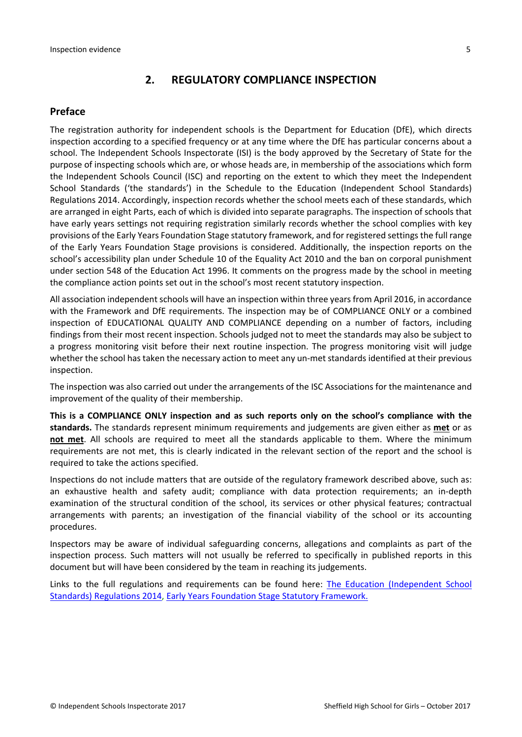## 2. REGULATORY COMPLIANCE INSPECTION

### Preface

The registration authority for independent schools is the Department for Education (DfE), which directs inspection according to a specified frequency or at any time where the DfE has particular concerns about a school. The Independent Schools Inspectorate (ISI) is the body approved by the Secretary of State for the purpose of inspecting schools which are, or whose heads are, in membership of the associations which form the Independent Schools Council (ISC) and reporting on the extent to which they meet the Independent School Standards ('the standards') in the Schedule to the Education (Independent School Standards) Regulations 2014. Accordingly, inspection records whether the school meets each of these standards, which are arranged in eight Parts, each of which is divided into separate paragraphs. The inspection of schools that have early years settings not requiring registration similarly records whether the school complies with key provisions of the Early Years Foundation Stage statutory framework, and for registered settings the full range of the Early Years Foundation Stage provisions is considered. Additionally, the inspection reports on the school's accessibility plan under Schedule 10 of the Equality Act 2010 and the ban on corporal punishment under section 548 of the Education Act 1996. It comments on the progress made by the school in meeting the compliance action points set out in the school's most recent statutory inspection.

All association independent schools will have an inspection within three years from April 2016, in accordance with the Framework and DfE requirements. The inspection may be of COMPLIANCE ONLY or a combined inspection of EDUCATIONAL QUALITY AND COMPLIANCE depending on a number of factors, including findings from their most recent inspection. Schools judged not to meet the standards may also be subject to a progress monitoring visit before their next routine inspection. The progress monitoring visit will judge whether the school has taken the necessary action to meet any un-met standards identified at their previous inspection.

The inspection was also carried out under the arrangements of the ISC Associations for the maintenance and improvement of the quality of their membership.

**This is a COMPLIANCE ONLY inspection and as such reports only on the school's compliance with the standards.** The standards represent minimum requirements and judgements are given either as **met** or as **not met**. All schools are required to meet all the standards applicable to them. Where the minimum requirements are not met, this is clearly indicated in the relevant section of the report and the school is required to take the actions specified.

Inspections do not include matters that are outside of the regulatory framework described above, such as: an exhaustive health and safety audit; compliance with data protection requirements; an in-depth examination of the structural condition of the school, its services or other physical features; contractual arrangements with parents; an investigation of the financial viability of the school or its accounting procedures.

Inspectors may be aware of individual safeguarding concerns, allegations and complaints as part of the inspection process. Such matters will not usually be referred to specifically in published reports in this document but will have been considered by the team in reaching its judgements.

Links to the full regulations and requirements can be found here: The Education (Independent School Standards) Regulations 2014, Early Years Foundation Stage Statutory Framework.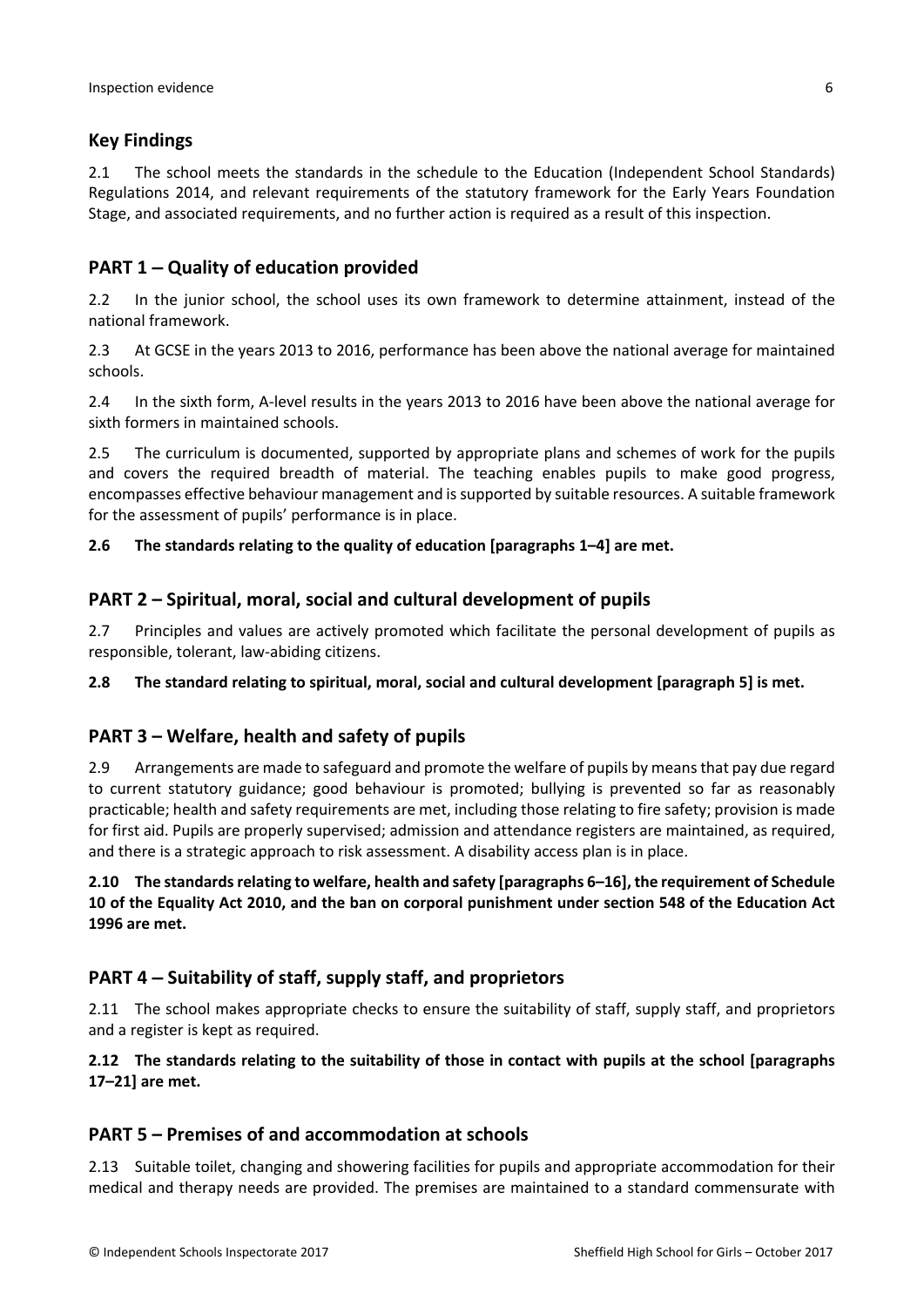## Key Findings

2.1 The school meets the standards in the schedule to the Education (Independent School Standards) Regulations 2014, and relevant requirements of the statutory framework for the Early Years Foundation Stage, and associated requirements, and no further action is required as a result of this inspection.

## PART 1 – Quality of education provided

2.2 In the junior school, the school uses its own framework to determine attainment, instead of the national framework.

2.3 At GCSE in the years 2013 to 2016, performance has been above the national average for maintained schools.

2.4 In the sixth form, A-level results in the years 2013 to 2016 have been above the national average for sixth formers in maintained schools.

2.5 The curriculum is documented, supported by appropriate plans and schemes of work for the pupils and covers the required breadth of material. The teaching enables pupils to make good progress, encompasses effective behaviour management and is supported by suitable resources. A suitable framework for the assessment of pupils' performance is in place.

**2.6 The standards relating to the quality of education [paragraphs 1–4] are met.**

## PART 2 – Spiritual, moral, social and cultural development of pupils

2.7 Principles and values are actively promoted which facilitate the personal development of pupils as responsible, tolerant, law-abiding citizens.

**2.8 The standard relating to spiritual, moral, social and cultural development [paragraph 5] is met.**

## PART 3 – Welfare, health and safety of pupils

2.9 Arrangements are made to safeguard and promote the welfare of pupils by means that pay due regard to current statutory guidance; good behaviour is promoted; bullying is prevented so far as reasonably practicable; health and safety requirements are met, including those relating to fire safety; provision is made for first aid. Pupils are properly supervised; admission and attendance registers are maintained, as required, and there is a strategic approach to risk assessment. A disability access plan is in place.

**2.10 The standards relating to welfare, health and safety [paragraphs 6–16], the requirement of Schedule 10 of the Equality Act 2010, and the ban on corporal punishment under section 548 of the Education Act 1996 are met.**

## PART 4 – Suitability of staff, supply staff, and proprietors

2.11 The school makes appropriate checks to ensure the suitability of staff, supply staff, and proprietors and a register is kept as required.

**2.12 The standards relating to the suitability of those in contact with pupils at the school [paragraphs 17–21] are met.**

## PART 5 – Premises of and accommodation at schools

2.13 Suitable toilet, changing and showering facilities for pupils and appropriate accommodation for their medical and therapy needs are provided. The premises are maintained to a standard commensurate with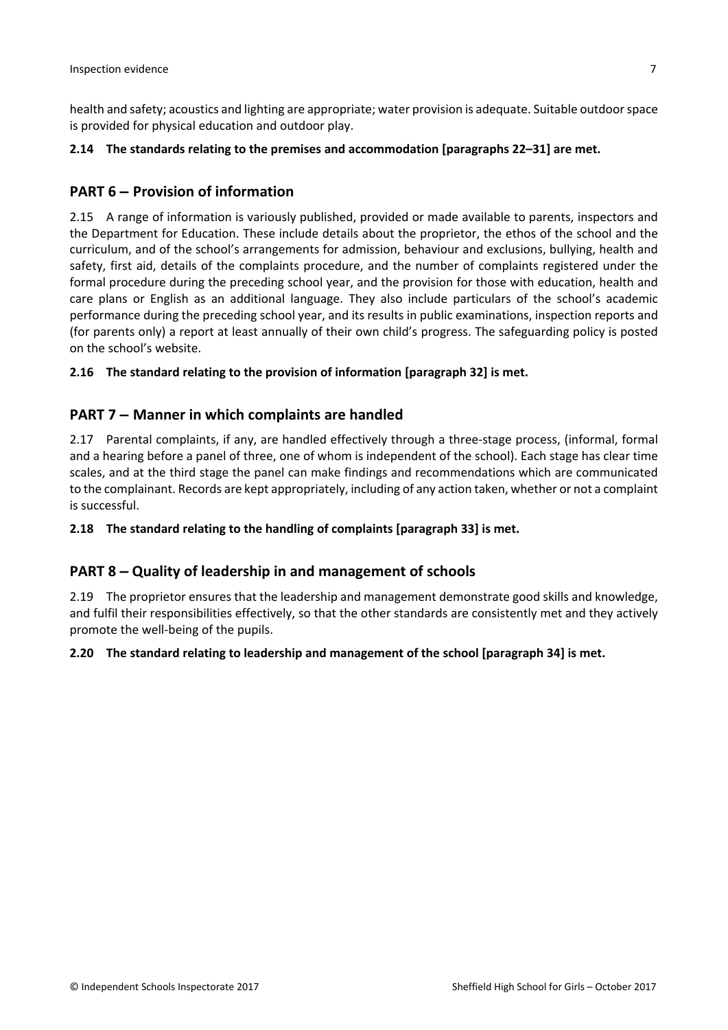health and safety; acoustics and lighting are appropriate; water provision is adequate. Suitable outdoor space is provided for physical education and outdoor play.

**2.14 The standards relating to the premises and accommodation [paragraphs 22–31] are met.**

## PART 6 – Provision of information

2.15 A range of information is variously published, provided or made available to parents, inspectors and the Department for Education. These include details about the proprietor, the ethos of the school and the curriculum, and of the school's arrangements for admission, behaviour and exclusions, bullying, health and safety, first aid, details of the complaints procedure, and the number of complaints registered under the formal procedure during the preceding school year, and the provision for those with education, health and care plans or English as an additional language. They also include particulars of the school's academic performance during the preceding school year, and its results in public examinations, inspection reports and (for parents only) a report at least annually of their own child's progress. The safeguarding policy is posted on the school's website.

**2.16 The standard relating to the provision of information [paragraph 32] is met.**

## PART 7 – Manner in which complaints are handled

2.17 Parental complaints, if any, are handled effectively through a three-stage process, (informal, formal and a hearing before a panel of three, one of whom is independent of the school). Each stage has clear time scales, and at the third stage the panel can make findings and recommendations which are communicated to the complainant. Records are kept appropriately, including of any action taken, whether or not a complaint is successful.

**2.18 The standard relating to the handling of complaints [paragraph 33] is met.**

## PART 8 – Quality of leadership in and management of schools

2.19 The proprietor ensures that the leadership and management demonstrate good skills and knowledge, and fulfil their responsibilities effectively, so that the other standards are consistently met and they actively promote the well-being of the pupils.

**2.20 The standard relating to leadership and management of the school [paragraph 34] is met.**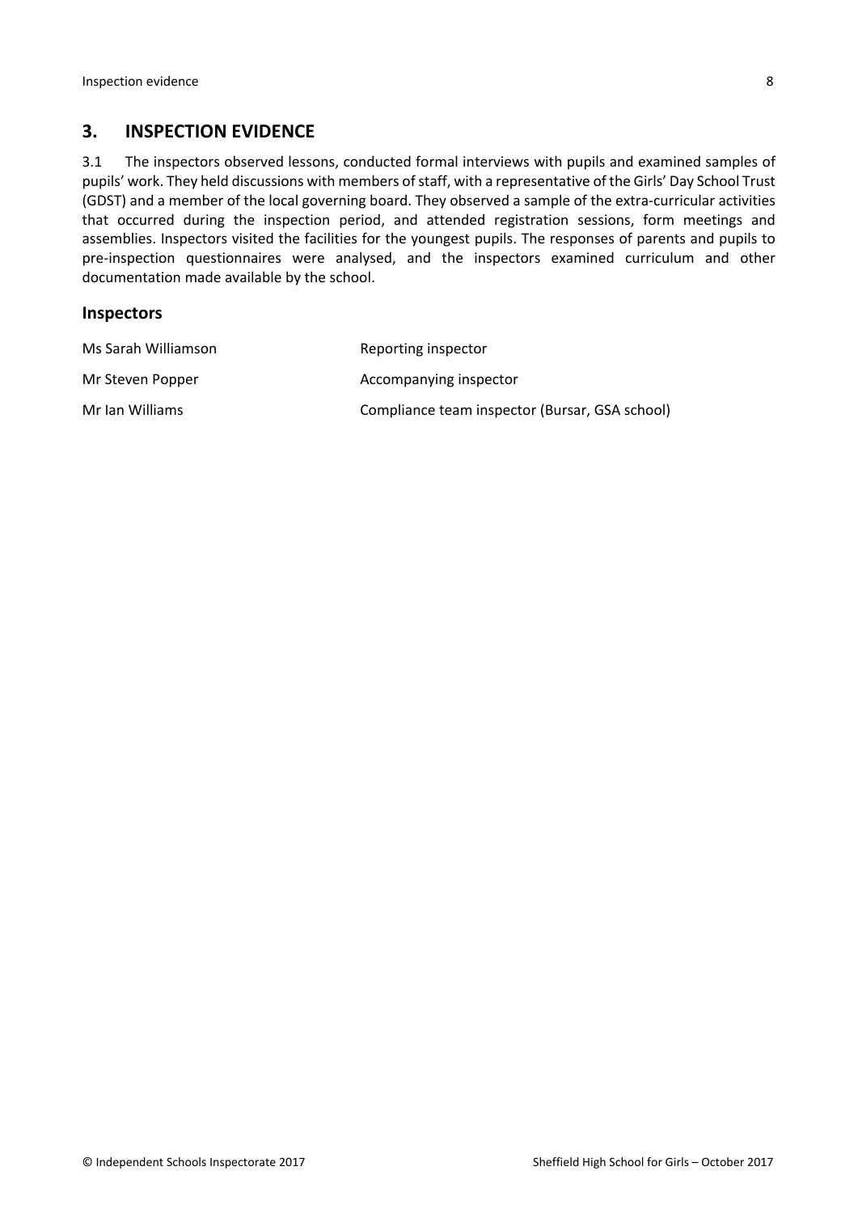## 3. INSPECTION EVIDENCE

3.1 The inspectors observed lessons, conducted formal interviews with pupils and examined samples of pupils' work. They held discussions with members of staff, with a representative of the Girls' Day School Trust (GDST) and a member of the local governing board. They observed a sample of the extra-curricular activities that occurred during the inspection period, and attended registration sessions, form meetings and assemblies. Inspectors visited the facilities for the youngest pupils. The responses of parents and pupils to pre-inspection questionnaires were analysed, and the inspectors examined curriculum and other documentation made available by the school.

### Inspectors

| | |
|---|---|
| Ms Sarah Williamson | Reporting inspector |
| Mr Steven Popper | Accompanying inspector |
| Mr Ian Williams | Compliance team inspector (Bursar, GSA school) |